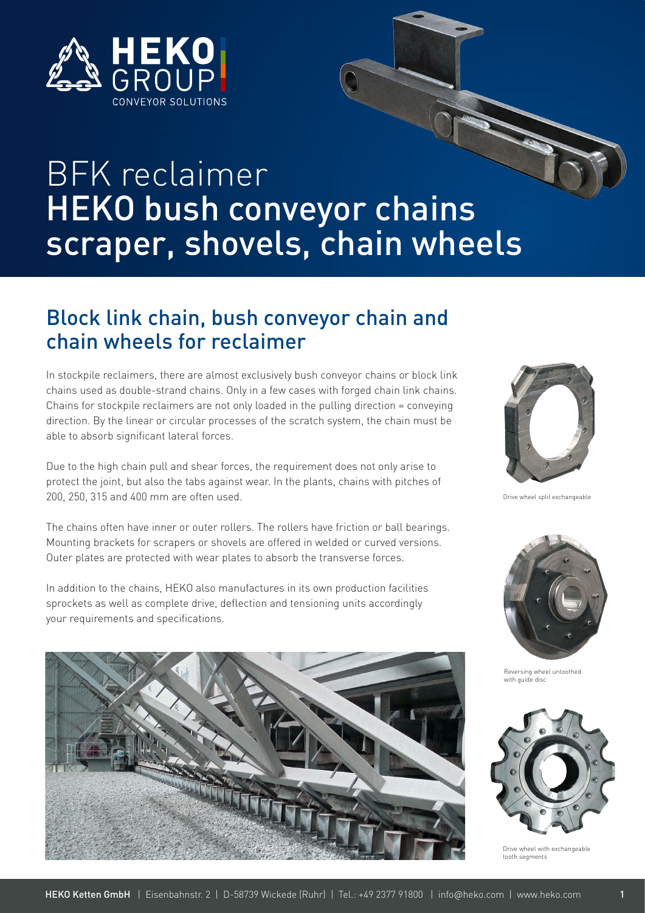HEKO GROUP
CONVEYOR SOLUTIONS

# BFK reclaimer
# HEKO bush conveyor chains scraper, shovels, chain wheels

## Block link chain, bush conveyor chain and chain wheels for reclaimer

In stockpile reclaimers, there are almost exclusively bush conveyor chains or block link chains used as double-strand chains. Only in a few cases with forged chain link chains. Chains for stockpile reclaimers are not only loaded in the pulling direction = conveying direction. By the linear or circular processes of the scratch system, the chain must be able to absorb significant lateral forces.

Due to the high chain pull and shear forces, the requirement does not only arise to protect the joint, but also the tabs against wear. In the plants, chains with pitches of 200, 250, 315 and 400 mm are often used.

The chains often have inner or outer rollers. The rollers have friction or ball bearings. Mounting brackets for scrapers or shovels are offered in welded or curved versions. Outer plates are protected with wear plates to absorb the transverse forces.

In addition to the chains, HEKO also manufactures in its own production facilities sprockets as well as complete drive, deflection and tensioning units accordingly your requirements and specifications.

Drive wheel split exchangeable

Reversing wheel untoothed with guide disc

Drive wheel with exchangeable tooth segments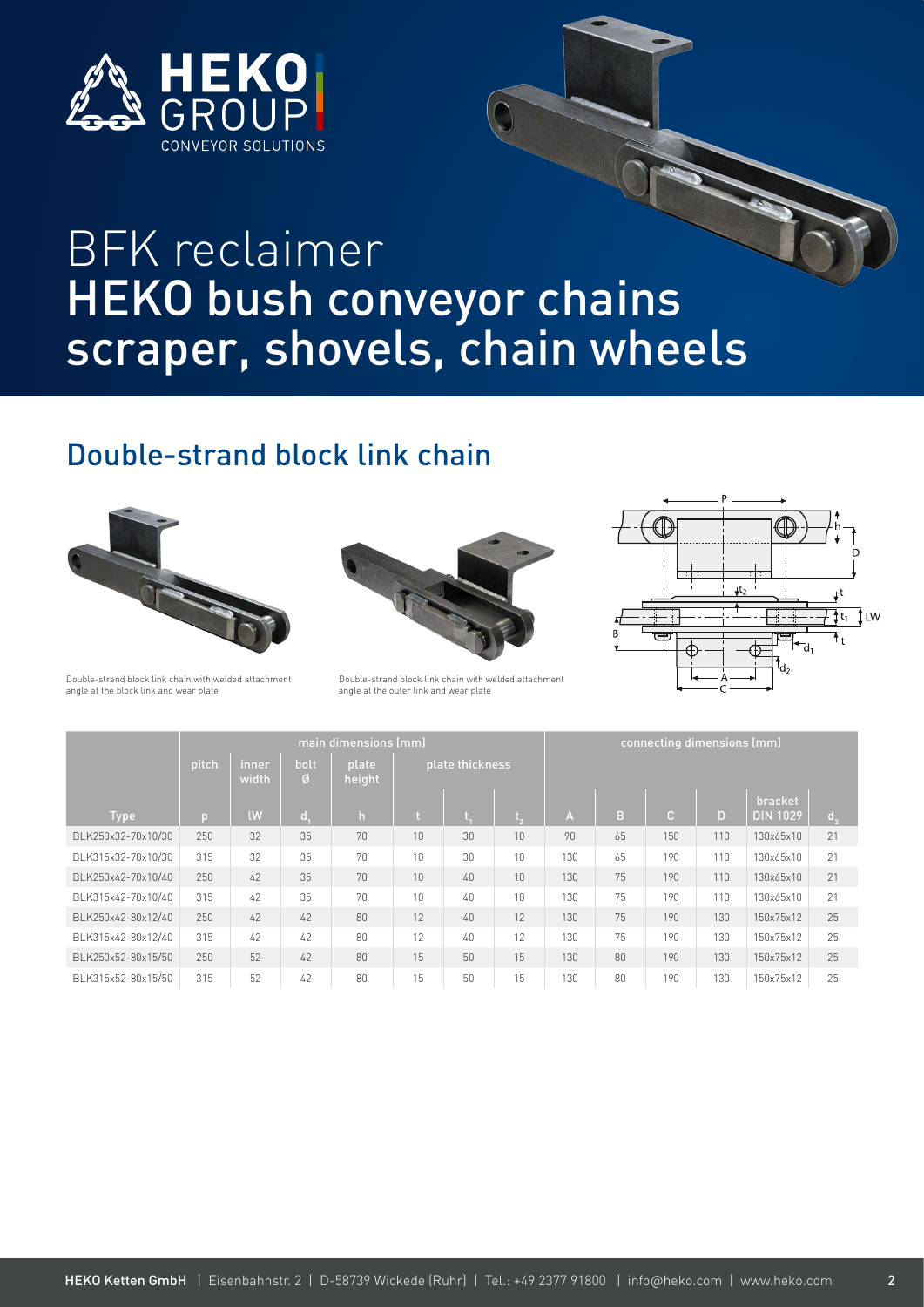# BFK reclaimer
# HEKO bush conveyor chains scraper, shovels, chain wheels

## Double-strand block link chain

Double-strand block link chain with welded attachment angle at the block link and wear plate

Double-strand block link chain with welded attachment angle at the outer link and wear plate

| | main dimensions (mm) | | | | | | | connecting dimensions (mm) | | | | | |
|---|---|---|---|---|---|---|---|---|---|---|---|---|---|
| | pitch | inner width | bolt Ø | plate height | plate thickness | | | | | | | | |
| Type | p | lW | $d_1$ | h | t | $t_1$ | $t_2$ | A | B | C | D | bracket DIN 1029 | $d_2$ |
| BLK250x32-70x10/30 | 250 | 32 | 35 | 70 | 10 | 30 | 10 | 90 | 65 | 150 | 110 | 130x65x10 | 21 |
| BLK315x32-70x10/30 | 315 | 32 | 35 | 70 | 10 | 30 | 10 | 130 | 65 | 190 | 110 | 130x65x10 | 21 |
| BLK250x42-70x10/40 | 250 | 42 | 35 | 70 | 10 | 40 | 10 | 130 | 75 | 190 | 110 | 130x65x10 | 21 |
| BLK315x42-70x10/40 | 315 | 42 | 35 | 70 | 10 | 40 | 10 | 130 | 75 | 190 | 110 | 130x65x10 | 21 |
| BLK250x42-80x12/40 | 250 | 42 | 42 | 80 | 12 | 40 | 12 | 130 | 75 | 190 | 130 | 150x75x12 | 25 |
| BLK315x42-80x12/40 | 315 | 42 | 42 | 80 | 12 | 40 | 12 | 130 | 75 | 190 | 130 | 150x75x12 | 25 |
| BLK250x52-80x15/50 | 250 | 52 | 42 | 80 | 15 | 50 | 15 | 130 | 80 | 190 | 130 | 150x75x12 | 25 |
| BLK315x52-80x15/50 | 315 | 52 | 42 | 80 | 15 | 50 | 15 | 130 | 80 | 190 | 130 | 150x75x12 | 25 |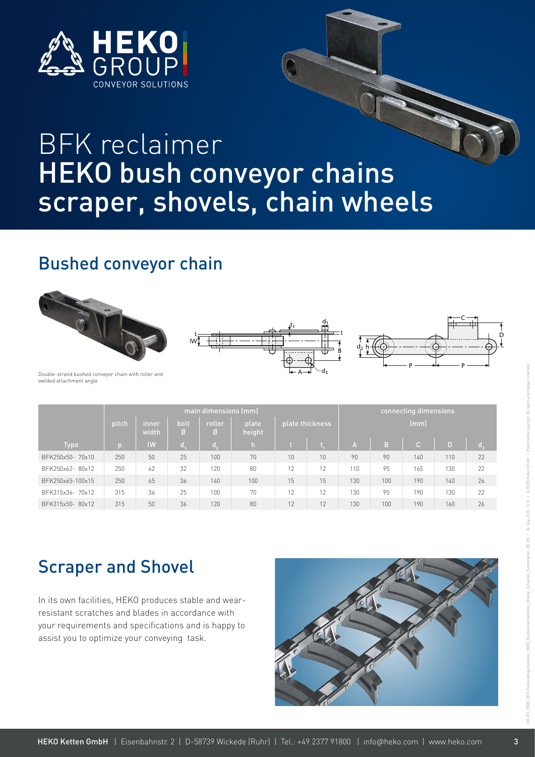# BFK reclaimer
# HEKO bush conveyor chains scraper, shovels, chain wheels

## Bushed conveyor chain

Double-strand bushed conveyor chain with roller and welded attachment angle

| | main dimensions (mm) | | | | | | | connecting dimensions (mm) | | | | |
|---|---|---|---|---|---|---|---|---|---|---|---|---|
| | pitch | inner width | bolt Ø | roller Ø | plate height | plate thickness | | | | | | |
| Type | p | lW | $d_1$ | $d_2$ | h | t | $t_1$ | A | B | C | D | $d_3$ |
| BFK250x50- 70x10 | 250 | 50 | 25 | 100 | 70 | 10 | 10 | 90 | 90 | 140 | 110 | 22 |
| BFK250x62- 80x12 | 250 | 62 | 32 | 120 | 80 | 12 | 12 | 110 | 95 | 165 | 130 | 22 |
| BFK250x65-100x15 | 250 | 65 | 36 | 140 | 100 | 15 | 15 | 130 | 100 | 190 | 140 | 26 |
| BFK315x36- 70x12 | 315 | 36 | 25 | 100 | 70 | 12 | 12 | 130 | 95 | 190 | 130 | 22 |
| BFK315x50- 80x12 | 315 | 50 | 36 | 120 | 80 | 12 | 12 | 130 | 100 | 190 | 160 | 26 |

## Scraper and Shovel

In its own facilities, HEKO produces stable and wear-resistant scratches and blades in accordance with your requirements and specifications and is happy to assist you to optimize your conveying task.

HEKO Ketten GmbH | Eisenbahnstr. 2 | D-58739 Wickede (Ruhr) | Tel.: +49 2377 91800 | info@heko.com | www.heko.com